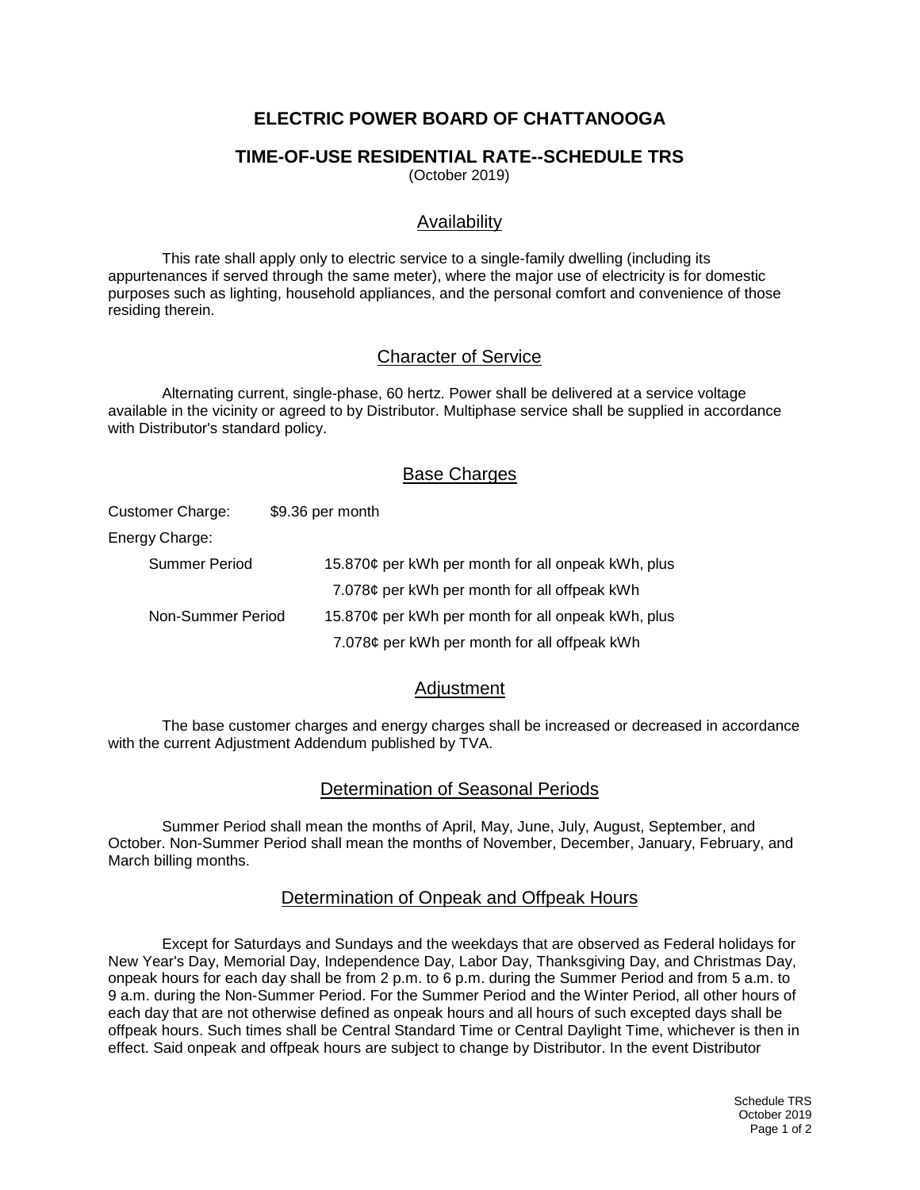# ELECTRIC POWER BOARD OF CHATTANOOGA

## TIME-OF-USE RESIDENTIAL RATE--SCHEDULE TRS

(October 2019)

### Availability

This rate shall apply only to electric service to a single-family dwelling (including its appurtenances if served through the same meter), where the major use of electricity is for domestic purposes such as lighting, household appliances, and the personal comfort and convenience of those residing therein.

### Character of Service

Alternating current, single-phase, 60 hertz. Power shall be delivered at a service voltage available in the vicinity or agreed to by Distributor. Multiphase service shall be supplied in accordance with Distributor's standard policy.

### Base Charges

Customer Charge: $9.36 per month

Energy Charge:

| | |
|---|---|
| Summer Period | 15.870¢ per kWh per month for all onpeak kWh, plus |
| | 7.078¢ per kWh per month for all offpeak kWh |
| Non-Summer Period | 15.870¢ per kWh per month for all onpeak kWh, plus |
| | 7.078¢ per kWh per month for all offpeak kWh |

### Adjustment

The base customer charges and energy charges shall be increased or decreased in accordance with the current Adjustment Addendum published by TVA.

### Determination of Seasonal Periods

Summer Period shall mean the months of April, May, June, July, August, September, and October. Non-Summer Period shall mean the months of November, December, January, February, and March billing months.

### Determination of Onpeak and Offpeak Hours

Except for Saturdays and Sundays and the weekdays that are observed as Federal holidays for New Year's Day, Memorial Day, Independence Day, Labor Day, Thanksgiving Day, and Christmas Day, onpeak hours for each day shall be from 2 p.m. to 6 p.m. during the Summer Period and from 5 a.m. to 9 a.m. during the Non-Summer Period. For the Summer Period and the Winter Period, all other hours of each day that are not otherwise defined as onpeak hours and all hours of such excepted days shall be offpeak hours. Such times shall be Central Standard Time or Central Daylight Time, whichever is then in effect. Said onpeak and offpeak hours are subject to change by Distributor. In the event Distributor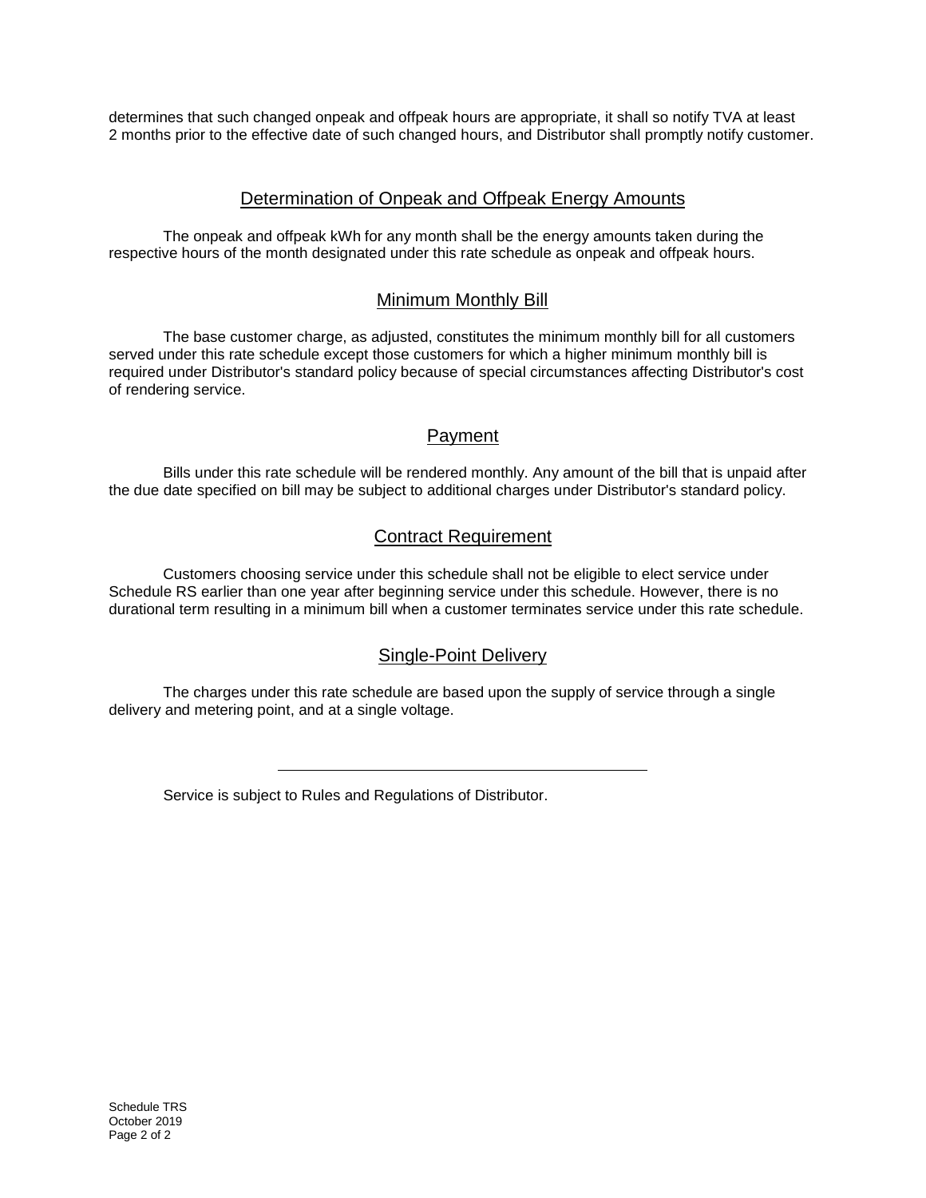determines that such changed onpeak and offpeak hours are appropriate, it shall so notify TVA at least 2 months prior to the effective date of such changed hours, and Distributor shall promptly notify customer.

## Determination of Onpeak and Offpeak Energy Amounts

The onpeak and offpeak kWh for any month shall be the energy amounts taken during the respective hours of the month designated under this rate schedule as onpeak and offpeak hours.

## Minimum Monthly Bill

The base customer charge, as adjusted, constitutes the minimum monthly bill for all customers served under this rate schedule except those customers for which a higher minimum monthly bill is required under Distributor's standard policy because of special circumstances affecting Distributor's cost of rendering service.

## Payment

Bills under this rate schedule will be rendered monthly. Any amount of the bill that is unpaid after the due date specified on bill may be subject to additional charges under Distributor's standard policy.

## Contract Requirement

Customers choosing service under this schedule shall not be eligible to elect service under Schedule RS earlier than one year after beginning service under this schedule. However, there is no durational term resulting in a minimum bill when a customer terminates service under this rate schedule.

## Single-Point Delivery

The charges under this rate schedule are based upon the supply of service through a single delivery and metering point, and at a single voltage.

---

Service is subject to Rules and Regulations of Distributor.

Schedule TRS
October 2019